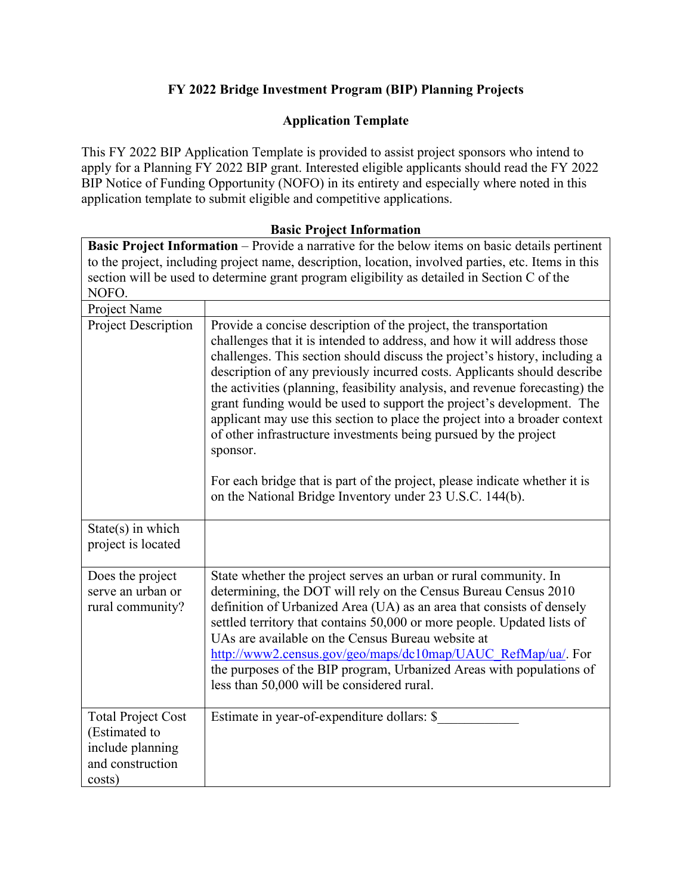# FY 2022 Bridge Investment Program (BIP) Planning Projects

## Application Template

This FY 2022 BIP Application Template is provided to assist project sponsors who intend to apply for a Planning FY 2022 BIP grant. Interested eligible applicants should read the FY 2022 BIP Notice of Funding Opportunity (NOFO) in its entirety and especially where noted in this application template to submit eligible and competitive applications.

### Basic Project Information

| **Basic Project Information** – Provide a narrative for the below items on basic details pertinent to the project, including project name, description, location, involved parties, etc. Items in this section will be used to determine grant program eligibility as detailed in Section C of the NOFO. | |
|---|---|
| Project Name | |
| Project Description | Provide a concise description of the project, the transportation challenges that it is intended to address, and how it will address those challenges. This section should discuss the project's history, including a description of any previously incurred costs. Applicants should describe the activities (planning, feasibility analysis, and revenue forecasting) the grant funding would be used to support the project's development. The applicant may use this section to place the project into a broader context of other infrastructure investments being pursued by the project sponsor.<br><br>For each bridge that is part of the project, please indicate whether it is on the National Bridge Inventory under 23 U.S.C. 144(b). |
| State(s) in which project is located | |
| Does the project serve an urban or rural community? | State whether the project serves an urban or rural community. In determining, the DOT will rely on the Census Bureau Census 2010 definition of Urbanized Area (UA) as an area that consists of densely settled territory that contains 50,000 or more people. Updated lists of UAs are available on the Census Bureau website at [http://www2.census.gov/geo/maps/dc10map/UAUC_RefMap/ua/](http://www2.census.gov/geo/maps/dc10map/UAUC_RefMap/ua/). For the purposes of the BIP program, Urbanized Areas with populations of less than 50,000 will be considered rural. |
| Total Project Cost (Estimated to include planning and construction costs) | Estimate in year-of-expenditure dollars: $____________ |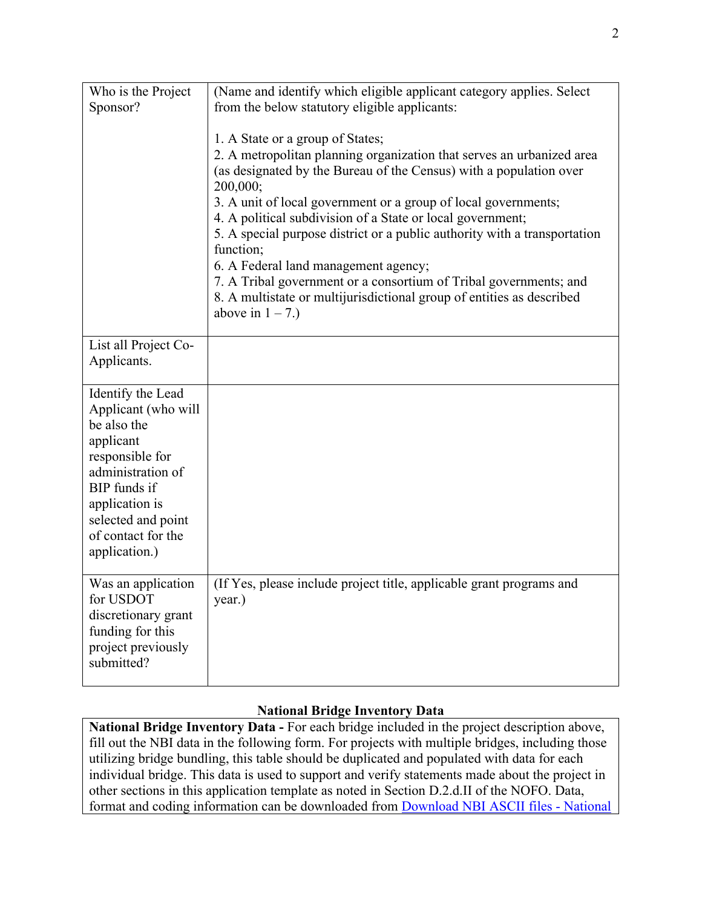| | |
|---|---|
| Who is the Project Sponsor? | (Name and identify which eligible applicant category applies. Select from the below statutory eligible applicants:<br><br>1. A State or a group of States;<br>2. A metropolitan planning organization that serves an urbanized area (as designated by the Bureau of the Census) with a population over 200,000;<br>3. A unit of local government or a group of local governments;<br>4. A political subdivision of a State or local government;<br>5. A special purpose district or a public authority with a transportation function;<br>6. A Federal land management agency;<br>7. A Tribal government or a consortium of Tribal governments; and<br>8. A multistate or multijurisdictional group of entities as described above in 1 – 7.) |
| List all Project Co-Applicants. | |
| Identify the Lead Applicant (who will be also the applicant responsible for administration of BIP funds if application is selected and point of contact for the application.) | |
| Was an application for USDOT discretionary grant funding for this project previously submitted? | (If Yes, please include project title, applicable grant programs and year.) |

**National Bridge Inventory Data**

**National Bridge Inventory Data -** For each bridge included in the project description above, fill out the NBI data in the following form. For projects with multiple bridges, including those utilizing bridge bundling, this table should be duplicated and populated with data for each individual bridge. This data is used to support and verify statements made about the project in other sections in this application template as noted in Section D.2.d.II of the NOFO. Data, format and coding information can be downloaded from [Download NBI ASCII files - National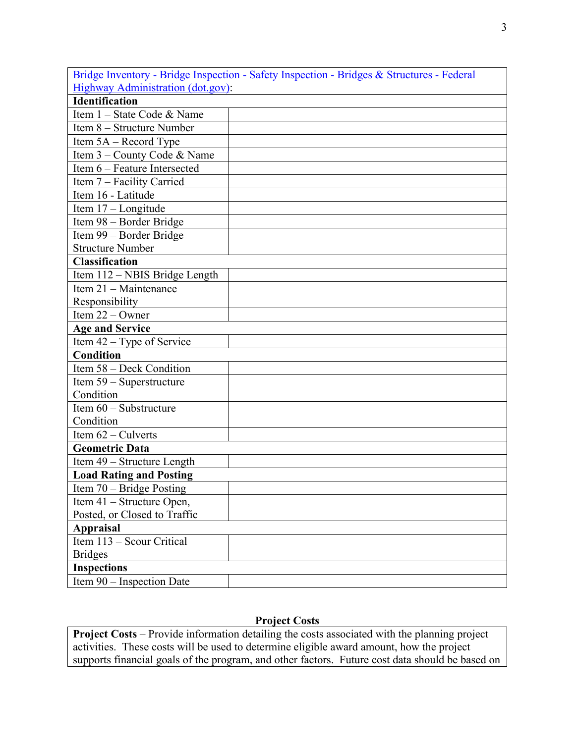| [Bridge Inventory - Bridge Inspection - Safety Inspection - Bridges & Structures - Federal Highway Administration (dot.gov)](#): | |
|---|---|
| **Identification** | |
| Item 1 – State Code & Name | |
| Item 8 – Structure Number | |
| Item 5A – Record Type | |
| Item 3 – County Code & Name | |
| Item 6 – Feature Intersected | |
| Item 7 – Facility Carried | |
| Item 16 - Latitude | |
| Item 17 – Longitude | |
| Item 98 – Border Bridge | |
| Item 99 – Border Bridge Structure Number | |
| **Classification** | |
| Item 112 – NBIS Bridge Length | |
| Item 21 – Maintenance Responsibility | |
| Item 22 – Owner | |
| **Age and Service** | |
| Item 42 – Type of Service | |
| **Condition** | |
| Item 58 – Deck Condition | |
| Item 59 – Superstructure Condition | |
| Item 60 – Substructure Condition | |
| Item 62 – Culverts | |
| **Geometric Data** | |
| Item 49 – Structure Length | |
| **Load Rating and Posting** | |
| Item 70 – Bridge Posting | |
| Item 41 – Structure Open, Posted, or Closed to Traffic | |
| **Appraisal** | |
| Item 113 – Scour Critical Bridges | |
| **Inspections** | |
| Item 90 – Inspection Date | |

## Project Costs

| **Project Costs** – Provide information detailing the costs associated with the planning project activities. These costs will be used to determine eligible award amount, how the project supports financial goals of the program, and other factors. Future cost data should be based on |
|---|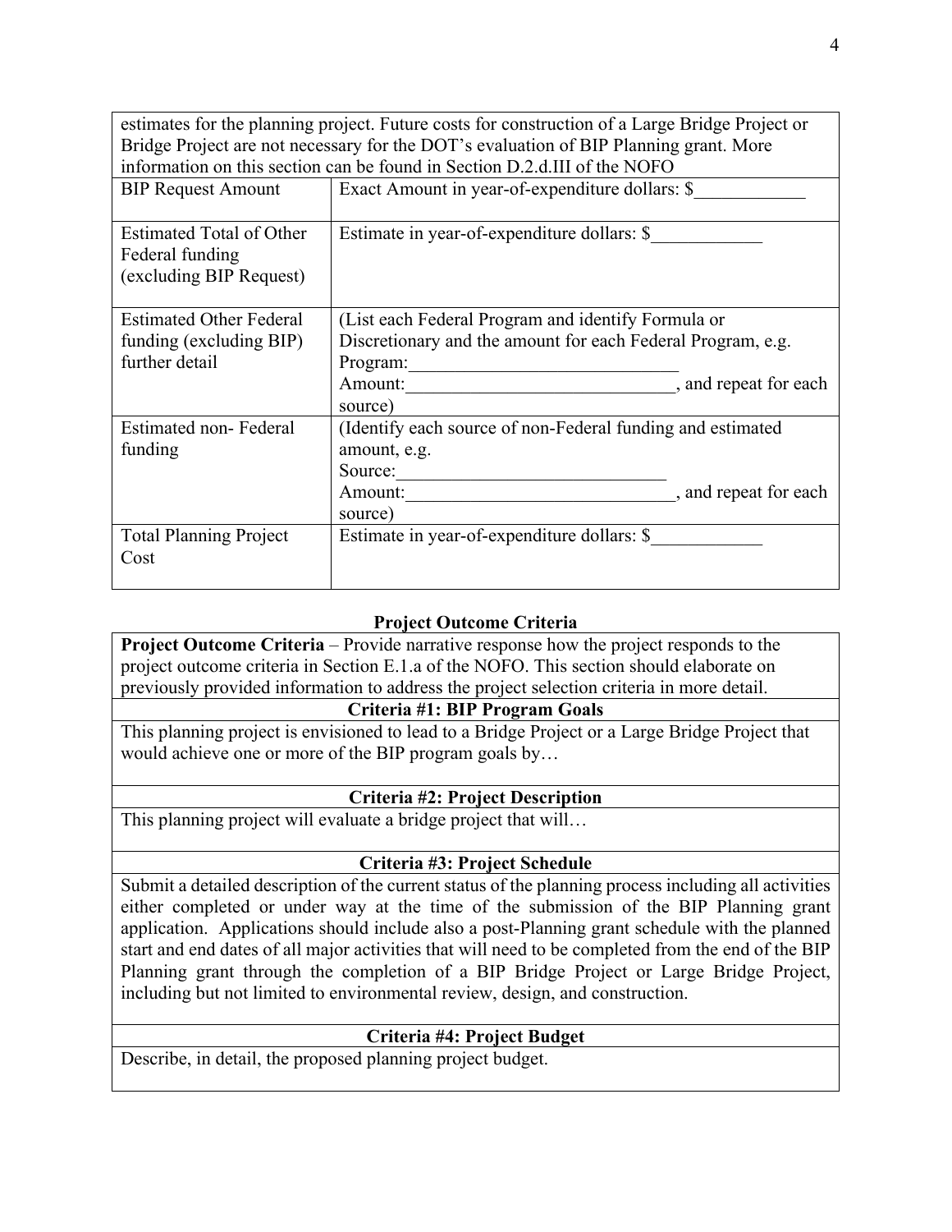| estimates for the planning project. Future costs for construction of a Large Bridge Project or Bridge Project are not necessary for the DOT's evaluation of BIP Planning grant. More information on this section can be found in Section D.2.d.III of the NOFO | |
|---|---|
| BIP Request Amount | Exact Amount in year-of-expenditure dollars: $____________ |
| Estimated Total of Other Federal funding (excluding BIP Request) | Estimate in year-of-expenditure dollars: $____________ |
| Estimated Other Federal funding (excluding BIP) further detail | (List each Federal Program and identify Formula or Discretionary and the amount for each Federal Program, e.g. Program:______________________________ Amount:______________________________, and repeat for each source) |
| Estimated non- Federal funding | (Identify each source of non-Federal funding and estimated amount, e.g. Source:______________________________ Amount:______________________________, and repeat for each source) |
| Total Planning Project Cost | Estimate in year-of-expenditure dollars: $____________ |

**Project Outcome Criteria**

| **Project Outcome Criteria** – Provide narrative response how the project responds to the project outcome criteria in Section E.1.a of the NOFO. This section should elaborate on previously provided information to address the project selection criteria in more detail. |
|---|
| **Criteria #1: BIP Program Goals** |
| This planning project is envisioned to lead to a Bridge Project or a Large Bridge Project that would achieve one or more of the BIP program goals by… |
| **Criteria #2: Project Description** |
| This planning project will evaluate a bridge project that will… |
| **Criteria #3: Project Schedule** |
| Submit a detailed description of the current status of the planning process including all activities either completed or under way at the time of the submission of the BIP Planning grant application. Applications should include also a post-Planning grant schedule with the planned start and end dates of all major activities that will need to be completed from the end of the BIP Planning grant through the completion of a BIP Bridge Project or Large Bridge Project, including but not limited to environmental review, design, and construction. |
| **Criteria #4: Project Budget** |
| Describe, in detail, the proposed planning project budget. |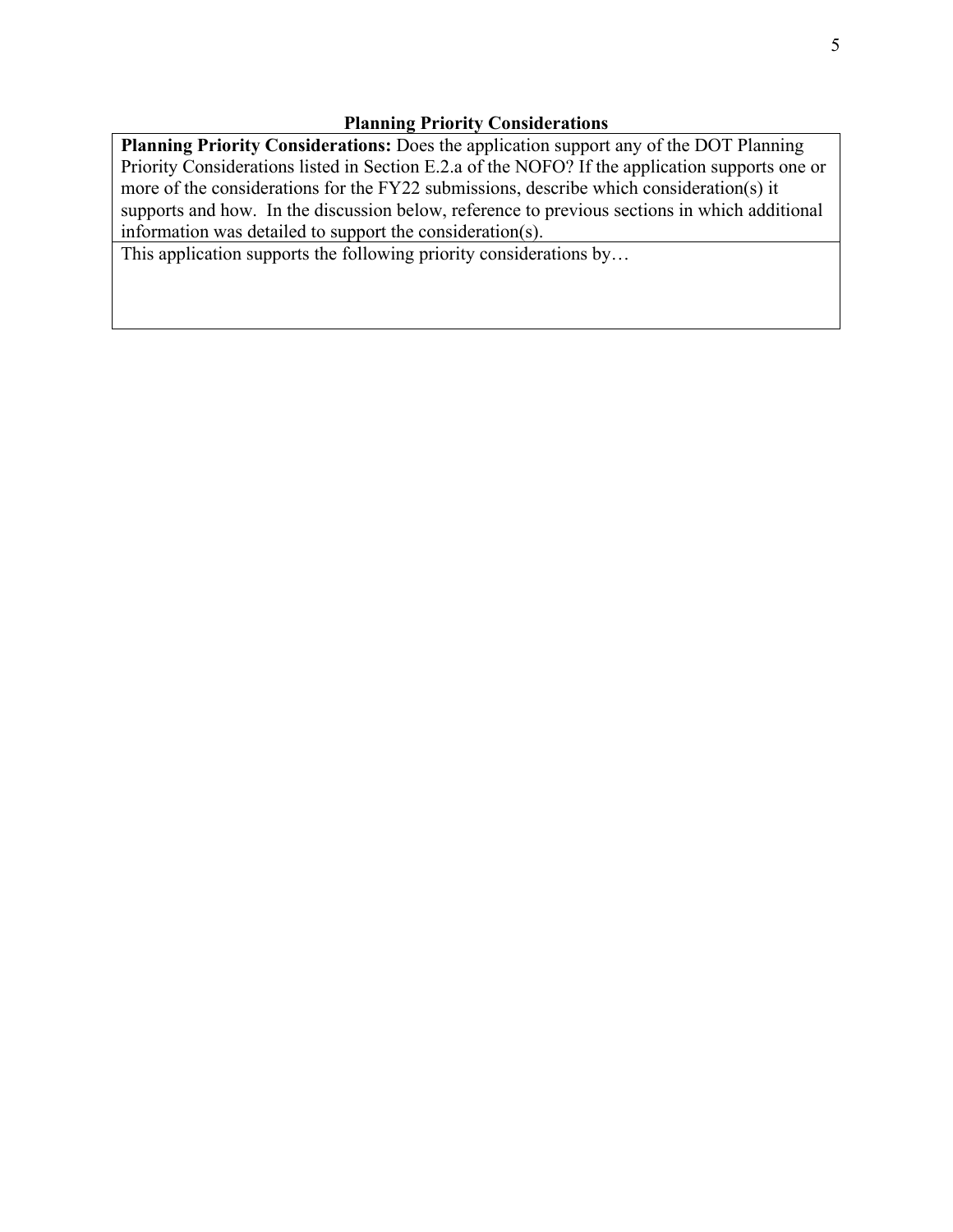## Planning Priority Considerations

| |
|---|
| **Planning Priority Considerations:** Does the application support any of the DOT Planning Priority Considerations listed in Section E.2.a of the NOFO? If the application supports one or more of the considerations for the FY22 submissions, describe which consideration(s) it supports and how. In the discussion below, reference to previous sections in which additional information was detailed to support the consideration(s). |
| This application supports the following priority considerations by… |